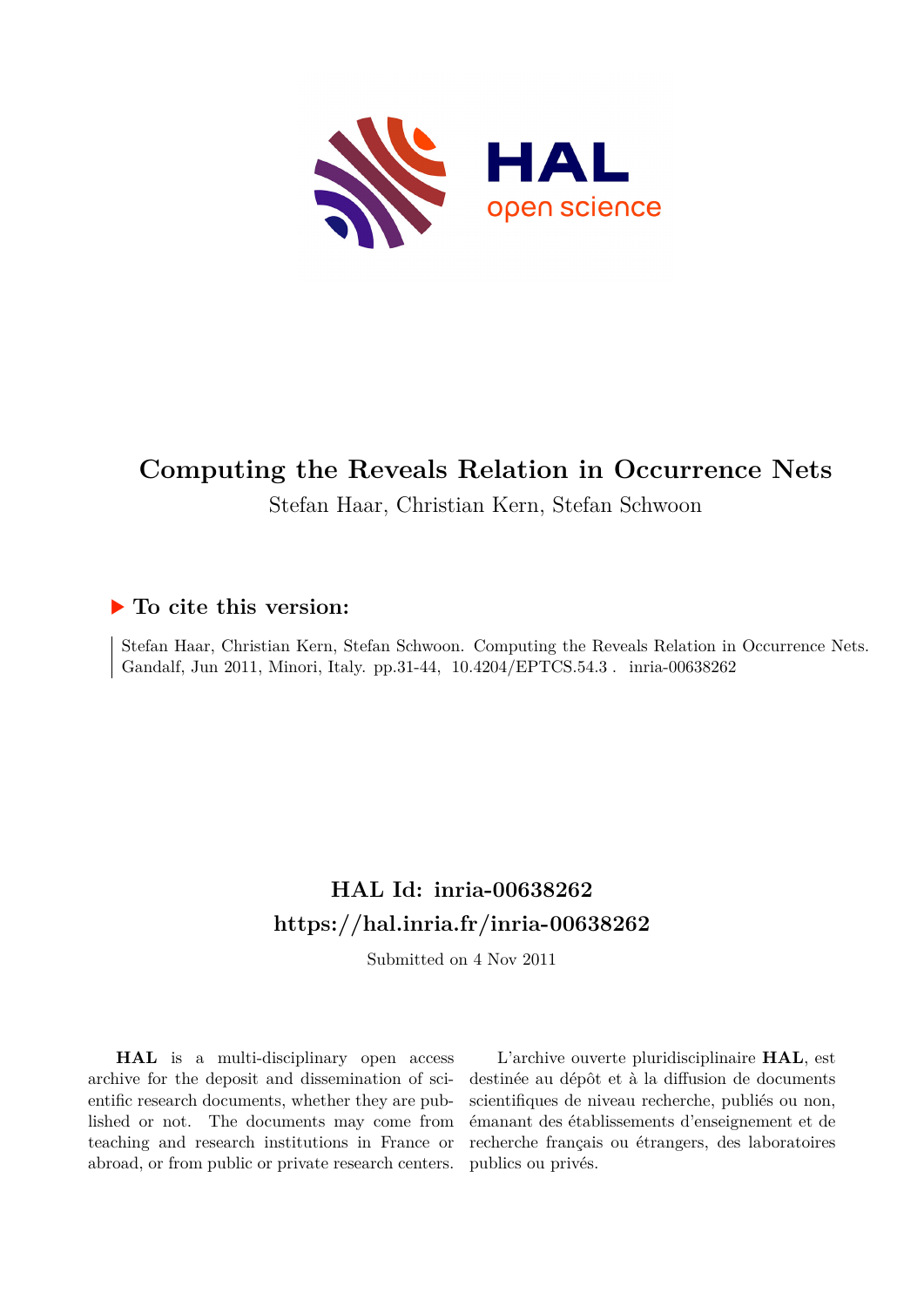# Computing the Reveals Relation in Occurrence Nets

Stefan Haar, Christian Kern, Stefan Schwoon

## ▶ To cite this version:

Stefan Haar, Christian Kern, Stefan Schwoon. Computing the Reveals Relation in Occurrence Nets. Gandalf, Jun 2011, Minori, Italy. pp.31-44, 10.4204/EPTCS.54.3 . inria-00638262

## HAL Id: inria-00638262

## https://hal.inria.fr/inria-00638262

Submitted on 4 Nov 2011

**HAL** is a multi-disciplinary open access archive for the deposit and dissemination of scientific research documents, whether they are published or not. The documents may come from teaching and research institutions in France or abroad, or from public or private research centers.

L'archive ouverte pluridisciplinaire **HAL**, est destinée au dépôt et à la diffusion de documents scientifiques de niveau recherche, publiés ou non, émanant des établissements d'enseignement et de recherche français ou étrangers, des laboratoires publics ou privés.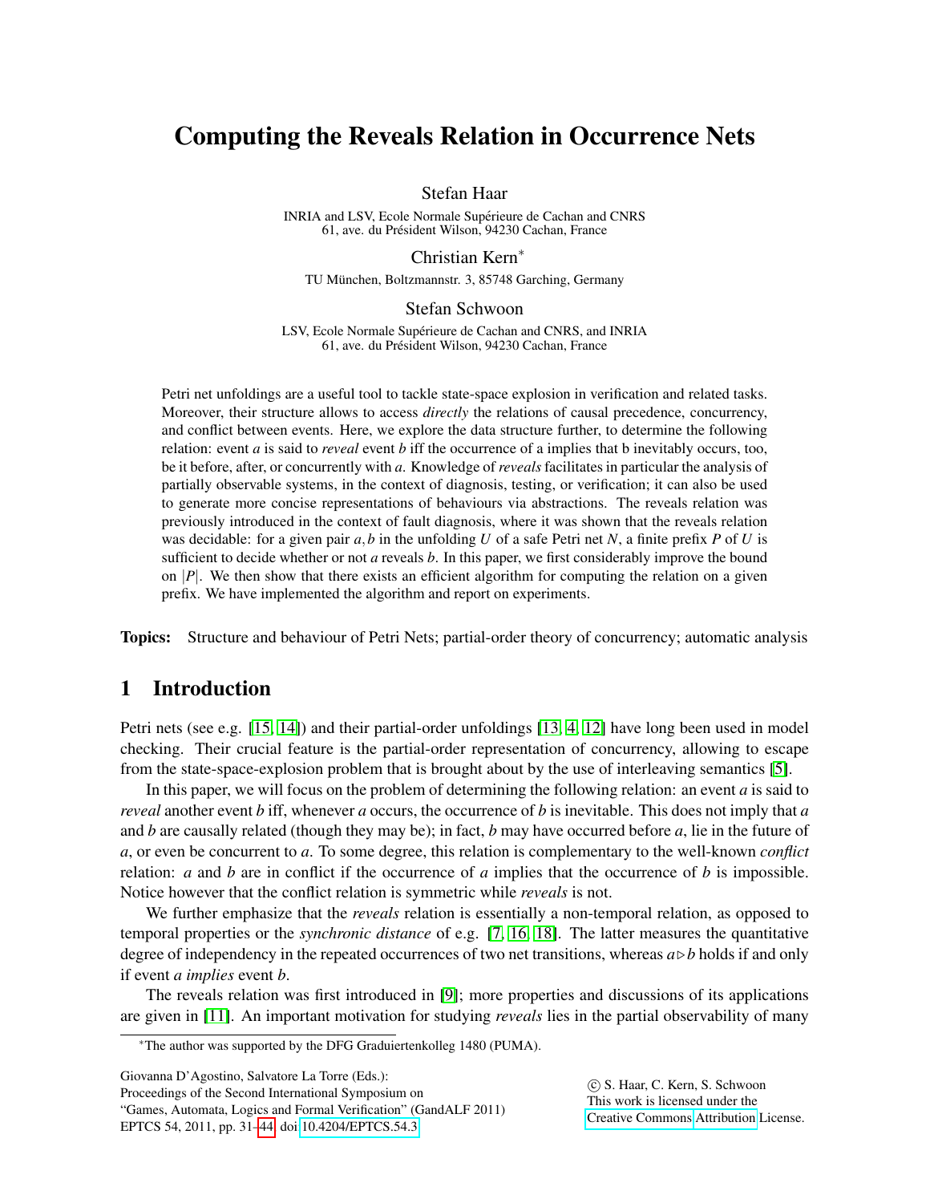# Computing the Reveals Relation in Occurrence Nets

Stefan Haar

INRIA and LSV, Ecole Normale Supérieure de Cachan and CNRS
61, ave. du Président Wilson, 94230 Cachan, France

Christian Kern[*]

TU München, Boltzmannstr. 3, 85748 Garching, Germany

Stefan Schwoon

LSV, Ecole Normale Supérieure de Cachan and CNRS, and INRIA
61, ave. du Président Wilson, 94230 Cachan, France

Petri net unfoldings are a useful tool to tackle state-space explosion in verification and related tasks. Moreover, their structure allows to access *directly* the relations of causal precedence, concurrency, and conflict between events. Here, we explore the data structure further, to determine the following relation: event $a$ is said to *reveal* event $b$ iff the occurrence of a implies that b inevitably occurs, too, be it before, after, or concurrently with $a$. Knowledge of *reveals* facilitates in particular the analysis of partially observable systems, in the context of diagnosis, testing, or verification; it can also be used to generate more concise representations of behaviours via abstractions. The reveals relation was previously introduced in the context of fault diagnosis, where it was shown that the reveals relation was decidable: for a given pair $a,b$ in the unfolding $U$ of a safe Petri net $N$, a finite prefix $P$ of $U$ is sufficient to decide whether or not $a$ reveals $b$. In this paper, we first considerably improve the bound on $|P|$. We then show that there exists an efficient algorithm for computing the relation on a given prefix. We have implemented the algorithm and report on experiments.

**Topics:** Structure and behaviour of Petri Nets; partial-order theory of concurrency; automatic analysis

## 1 Introduction

Petri nets (see e.g. [15, 14]) and their partial-order unfoldings [13, 4, 12] have long been used in model checking. Their crucial feature is the partial-order representation of concurrency, allowing to escape from the state-space-explosion problem that is brought about by the use of interleaving semantics [5].

In this paper, we will focus on the problem of determining the following relation: an event $a$ is said to *reveal* another event $b$ iff, whenever $a$ occurs, the occurrence of $b$ is inevitable. This does not imply that $a$ and $b$ are causally related (though they may be); in fact, $b$ may have occurred before $a$, lie in the future of $a$, or even be concurrent to $a$. To some degree, this relation is complementary to the well-known *conflict* relation: $a$ and $b$ are in conflict if the occurrence of $a$ implies that the occurrence of $b$ is impossible. Notice however that the conflict relation is symmetric while *reveals* is not.

We further emphasize that the *reveals* relation is essentially a non-temporal relation, as opposed to temporal properties or the *synchronic distance* of e.g. [7, 16, 18]. The latter measures the quantitative degree of independency in the repeated occurrences of two net transitions, whereas $a \triangleright b$ holds if and only if event *a implies* event $b$.

The reveals relation was first introduced in [9]; more properties and discussions of its applications are given in [11]. An important motivation for studying *reveals* lies in the partial observability of many

[*] The author was supported by the DFG Graduiertenkolleg 1480 (PUMA).

Giovanna D'Agostino, Salvatore La Torre (Eds.):
Proceedings of the Second International Symposium on
"Games, Automata, Logics and Formal Verification" (GandALF 2011)
EPTCS 54, 2011, pp. 31–44, doi:10.4204/EPTCS.54.3

© S. Haar, C. Kern, S. Schwoon
This work is licensed under the
Creative Commons Attribution License.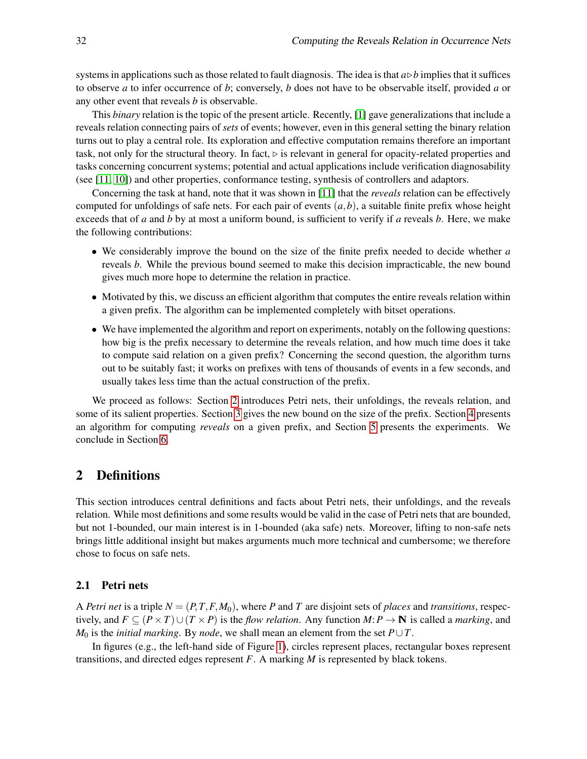systems in applications such as those related to fault diagnosis. The idea is that $a \triangleright b$ implies that it suffices to observe $a$ to infer occurrence of $b$; conversely, $b$ does not have to be observable itself, provided $a$ or any other event that reveals $b$ is observable.

This *binary* relation is the topic of the present article. Recently, [1] gave generalizations that include a reveals relation connecting pairs of *sets* of events; however, even in this general setting the binary relation turns out to play a central role. Its exploration and effective computation remains therefore an important task, not only for the structural theory. In fact, $\triangleright$ is relevant in general for opacity-related properties and tasks concerning concurrent systems; potential and actual applications include verification diagnosability (see [11, 10]) and other properties, conformance testing, synthesis of controllers and adaptors.

Concerning the task at hand, note that it was shown in [11] that the *reveals* relation can be effectively computed for unfoldings of safe nets. For each pair of events $(a,b)$, a suitable finite prefix whose height exceeds that of $a$ and $b$ by at most a uniform bound, is sufficient to verify if $a$ reveals $b$. Here, we make the following contributions:

- We considerably improve the bound on the size of the finite prefix needed to decide whether $a$ reveals $b$. While the previous bound seemed to make this decision impracticable, the new bound gives much more hope to determine the relation in practice.
- Motivated by this, we discuss an efficient algorithm that computes the entire reveals relation within a given prefix. The algorithm can be implemented completely with bitset operations.
- We have implemented the algorithm and report on experiments, notably on the following questions: how big is the prefix necessary to determine the reveals relation, and how much time does it take to compute said relation on a given prefix? Concerning the second question, the algorithm turns out to be suitably fast; it works on prefixes with tens of thousands of events in a few seconds, and usually takes less time than the actual construction of the prefix.

We proceed as follows: Section 2 introduces Petri nets, their unfoldings, the reveals relation, and some of its salient properties. Section 3 gives the new bound on the size of the prefix. Section 4 presents an algorithm for computing *reveals* on a given prefix, and Section 5 presents the experiments. We conclude in Section 6.

## 2 Definitions

This section introduces central definitions and facts about Petri nets, their unfoldings, and the reveals relation. While most definitions and some results would be valid in the case of Petri nets that are bounded, but not 1-bounded, our main interest is in 1-bounded (aka safe) nets. Moreover, lifting to non-safe nets brings little additional insight but makes arguments much more technical and cumbersome; we therefore chose to focus on safe nets.

### 2.1 Petri nets

A *Petri net* is a triple $N = (P,T,F,M_0)$, where $P$ and $T$ are disjoint sets of *places* and *transitions*, respectively, and $F \subseteq (P \times T) \cup (T \times P)$ is the *flow relation*. Any function $M\colon P \to \mathbb{N}$ is called a *marking*, and $M_0$ is the *initial marking*. By *node*, we shall mean an element from the set $P \cup T$.

In figures (e.g., the left-hand side of Figure 1), circles represent places, rectangular boxes represent transitions, and directed edges represent $F$. A marking $M$ is represented by black tokens.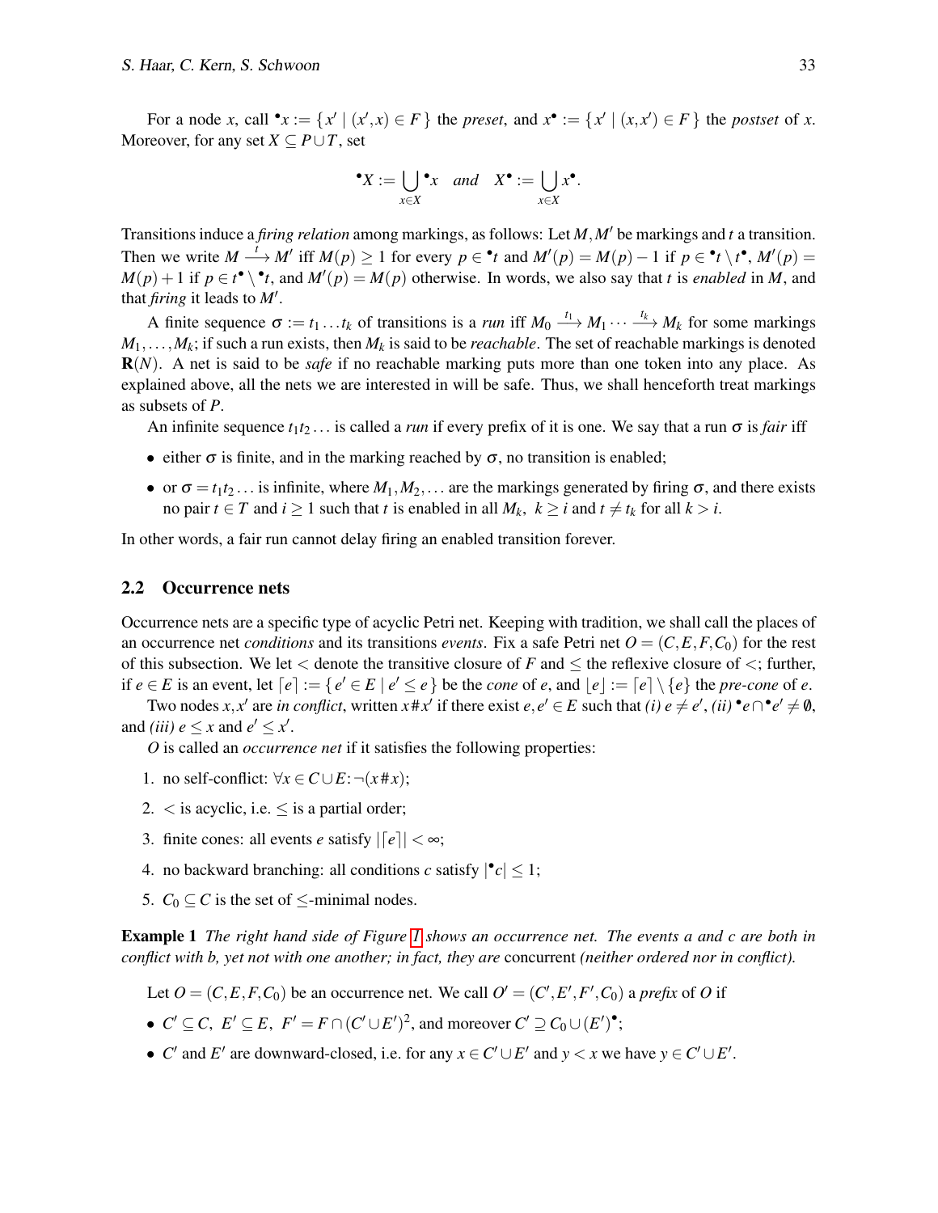For a node $x$, call ${}^\bullet x := \{ x' \mid (x',x) \in F \}$ the *preset*, and $x^\bullet := \{ x' \mid (x,x') \in F \}$ the *postset* of $x$. Moreover, for any set $X \subseteq P \cup T$, set

$$
{}^\bullet X := \bigcup_{x \in X} {}^\bullet x \quad \textit{and} \quad X^\bullet := \bigcup_{x \in X} x^\bullet .
$$

Transitions induce a *firing relation* among markings, as follows: Let $M, M'$ be markings and $t$ a transition. Then we write $M \xrightarrow{t} M'$ iff $M(p) \geq 1$ for every $p \in {}^\bullet t$ and $M'(p) = M(p) - 1$ if $p \in {}^\bullet t \setminus t^\bullet$, $M'(p) = M(p) + 1$ if $p \in t^\bullet \setminus {}^\bullet t$, and $M'(p) = M(p)$ otherwise. In words, we also say that $t$ is *enabled* in $M$, and that *firing* it leads to $M'$.

A finite sequence $\sigma := t_1 \dots t_k$ of transitions is a *run* iff $M_0 \xrightarrow{t_1} M_1 \cdots \xrightarrow{t_k} M_k$ for some markings $M_1, \dots, M_k$; if such a run exists, then $M_k$ is said to be *reachable*. The set of reachable markings is denoted $\mathbf{R}(N)$. A net is said to be *safe* if no reachable marking puts more than one token into any place. As explained above, all the nets we are interested in will be safe. Thus, we shall henceforth treat markings as subsets of $P$.

An infinite sequence $t_1 t_2 \dots$ is called a *run* if every prefix of it is one. We say that a run $\sigma$ is *fair* iff

- either $\sigma$ is finite, and in the marking reached by $\sigma$, no transition is enabled;
- or $\sigma = t_1 t_2 \dots$ is infinite, where $M_1, M_2, \dots$ are the markings generated by firing $\sigma$, and there exists no pair $t \in T$ and $i \geq 1$ such that $t$ is enabled in all $M_k$, $k \geq i$ and $t \neq t_k$ for all $k > i$.

In other words, a fair run cannot delay firing an enabled transition forever.

## 2.2 Occurrence nets

Occurrence nets are a specific type of acyclic Petri net. Keeping with tradition, we shall call the places of an occurrence net *conditions* and its transitions *events*. Fix a safe Petri net $O = (C, E, F, C_0)$ for the rest of this subsection. We let $<$ denote the transitive closure of $F$ and $\leq$ the reflexive closure of $<$; further, if $e \in E$ is an event, let $\lceil e \rceil := \{ e' \in E \mid e' \leq e \}$ be the *cone* of $e$, and $\lfloor e \rfloor := \lceil e \rceil \setminus \{e\}$ the *pre-cone* of $e$.

Two nodes $x, x'$ are *in conflict*, written $x \# x'$ if there exist $e, e' \in E$ such that *(i)* $e \neq e'$, *(ii)* ${}^\bullet e \cap {}^\bullet e' \neq \emptyset$, and *(iii)* $e \leq x$ and $e' \leq x'$.

$O$ is called an *occurrence net* if it satisfies the following properties:

1. no self-conflict: $\forall x \in C \cup E \colon \neg(x \# x)$;
2. $<$ is acyclic, i.e. $\leq$ is a partial order;
3. finite cones: all events $e$ satisfy $|\lceil e \rceil| < \infty$;
4. no backward branching: all conditions $c$ satisfy $|{}^\bullet c| \leq 1$;
5. $C_0 \subseteq C$ is the set of $\leq$-minimal nodes.

**Example 1** *The right hand side of Figure 1 shows an occurrence net. The events a and c are both in conflict with b, yet not with one another; in fact, they are* concurrent *(neither ordered nor in conflict).*

Let $O = (C, E, F, C_0)$ be an occurrence net. We call $O' = (C', E', F', C_0)$ a *prefix* of $O$ if

- $C' \subseteq C$, $E' \subseteq E$, $F' = F \cap (C' \cup E')^2$, and moreover $C' \supseteq C_0 \cup (E')^\bullet$;
- $C'$ and $E'$ are downward-closed, i.e. for any $x \in C' \cup E'$ and $y < x$ we have $y \in C' \cup E'$.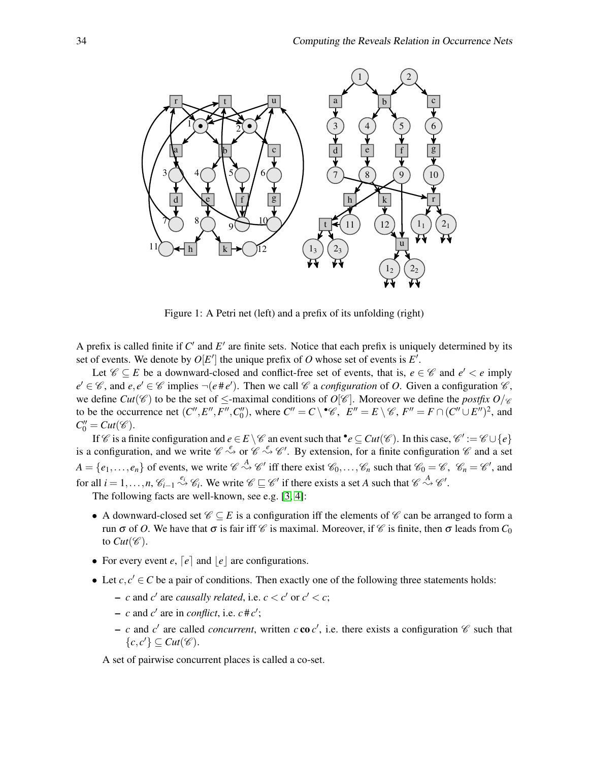Figure 1: A Petri net (left) and a prefix of its unfolding (right)

A prefix is called finite if $C'$ and $E'$ are finite sets. Notice that each prefix is uniquely determined by its set of events. We denote by $O[E']$ the unique prefix of $O$ whose set of events is $E'$.

Let $\mathscr{C} \subseteq E$ be a downward-closed and conflict-free set of events, that is, $e \in \mathscr{C}$ and $e' < e$ imply $e' \in \mathscr{C}$, and $e, e' \in \mathscr{C}$ implies $\neg(e \# e')$. Then we call $\mathscr{C}$ a *configuration* of $O$. Given a configuration $\mathscr{C}$, we define $Cut(\mathscr{C})$ to be the set of $\leq$-maximal conditions of $O[\mathscr{C}]$. Moreover we define the *postfix* $O/_{\mathscr{C}}$ to be the occurrence net $(C'', E'', F'', C_0'')$, where $C'' = C \setminus {}^{\bullet}\mathscr{C}$, $E'' = E \setminus \mathscr{C}$, $F'' = F \cap (C'' \cup E'')^2$, and $C_0'' = Cut(\mathscr{C})$.

If $\mathscr{C}$ is a finite configuration and $e \in E \setminus \mathscr{C}$ an event such that ${}^{\bullet}e \subseteq Cut(\mathscr{C})$. In this case, $\mathscr{C}' := \mathscr{C} \cup \{e\}$ is a configuration, and we write $\mathscr{C} \stackrel{e}{\rightsquigarrow}$ or $\mathscr{C} \stackrel{e}{\rightsquigarrow} \mathscr{C}'$. By extension, for a finite configuration $\mathscr{C}$ and a set $A = \{e_1, \ldots, e_n\}$ of events, we write $\mathscr{C} \stackrel{A}{\rightsquigarrow} \mathscr{C}'$ iff there exist $\mathscr{C}_0, \ldots, \mathscr{C}_n$ such that $\mathscr{C}_0 = \mathscr{C}$, $\mathscr{C}_n = \mathscr{C}'$, and for all $i = 1, \ldots, n$, $\mathscr{C}_{i-1} \stackrel{e_i}{\rightsquigarrow} \mathscr{C}_i$. We write $\mathscr{C} \sqsubseteq \mathscr{C}'$ if there exists a set $A$ such that $\mathscr{C} \stackrel{A}{\rightsquigarrow} \mathscr{C}'$.

The following facts are well-known, see e.g. [3, 4]:

- A downward-closed set $\mathscr{C} \subseteq E$ is a configuration iff the elements of $\mathscr{C}$ can be arranged to form a run $\sigma$ of $O$. We have that $\sigma$ is fair iff $\mathscr{C}$ is maximal. Moreover, if $\mathscr{C}$ is finite, then $\sigma$ leads from $C_0$ to $Cut(\mathscr{C})$.
- For every event $e$, $\lceil e \rceil$ and $\lfloor e \rfloor$ are configurations.
- Let $c, c' \in C$ be a pair of conditions. Then exactly one of the following three statements holds:
  - $c$ and $c'$ are *causally related*, i.e. $c < c'$ or $c' < c$;
  - $c$ and $c'$ are in *conflict*, i.e. $c \# c'$;
  - $c$ and $c'$ are called *concurrent*, written $c \,\mathbf{co}\, c'$, i.e. there exists a configuration $\mathscr{C}$ such that $\{c, c'\} \subseteq Cut(\mathscr{C})$.

A set of pairwise concurrent places is called a co-set.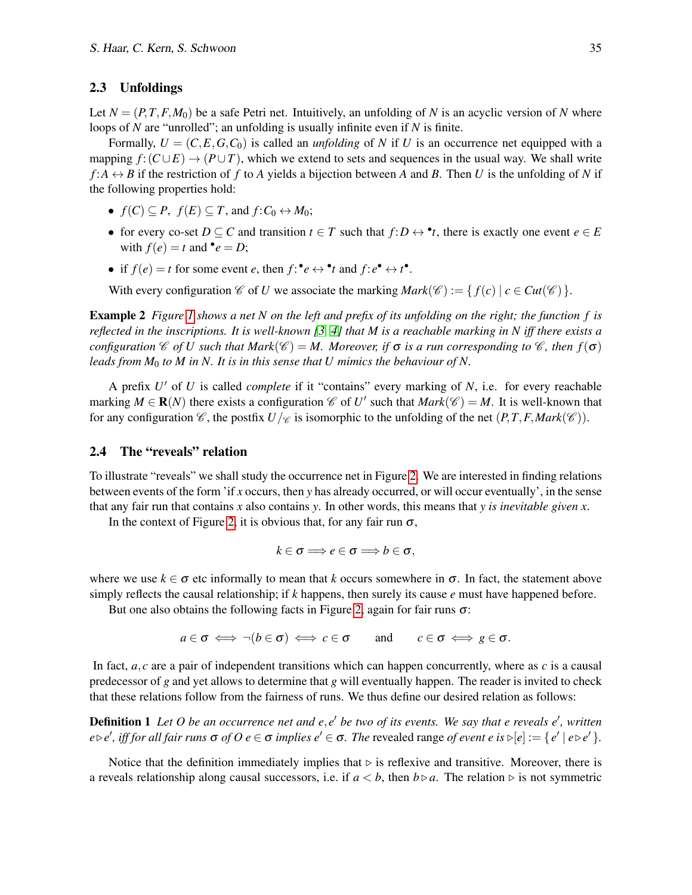### 2.3 Unfoldings

Let $N = (P, T, F, M_0)$ be a safe Petri net. Intuitively, an unfolding of $N$ is an acyclic version of $N$ where loops of $N$ are "unrolled"; an unfolding is usually infinite even if $N$ is finite.

Formally, $U = (C, E, G, C_0)$ is called an *unfolding* of $N$ if $U$ is an occurrence net equipped with a mapping $f\colon (C \cup E) \to (P \cup T)$, which we extend to sets and sequences in the usual way. We shall write $f\colon A \leftrightarrow B$ if the restriction of $f$ to $A$ yields a bijection between $A$ and $B$. Then $U$ is the unfolding of $N$ if the following properties hold:

- $f(C) \subseteq P$, $f(E) \subseteq T$, and $f\colon C_0 \leftrightarrow M_0$;
- for every co-set $D \subseteq C$ and transition $t \in T$ such that $f\colon D \leftrightarrow {}^\bullet t$, there is exactly one event $e \in E$ with $f(e) = t$ and ${}^\bullet e = D$;
- if $f(e) = t$ for some event $e$, then $f\colon {}^\bullet e \leftrightarrow {}^\bullet t$ and $f\colon e^\bullet \leftrightarrow t^\bullet$.

With every configuration $\mathscr{C}$ of $U$ we associate the marking $Mark(\mathscr{C}) := \{\, f(c) \mid c \in Cut(\mathscr{C}) \,\}$.

**Example 2** *Figure 1 shows a net $N$ on the left and prefix of its unfolding on the right; the function $f$ is reflected in the inscriptions. It is well-known [3, 4] that $M$ is a reachable marking in $N$ iff there exists a configuration $\mathscr{C}$ of $U$ such that $Mark(\mathscr{C}) = M$. Moreover, if $\sigma$ is a run corresponding to $\mathscr{C}$, then $f(\sigma)$ leads from $M_0$ to $M$ in $N$. It is in this sense that $U$ mimics the behaviour of $N$.*

A prefix $U'$ of $U$ is called *complete* if it "contains" every marking of $N$, i.e. for every reachable marking $M \in \mathbf{R}(N)$ there exists a configuration $\mathscr{C}$ of $U'$ such that $Mark(\mathscr{C}) = M$. It is well-known that for any configuration $\mathscr{C}$, the postfix $U/_{\mathscr{C}}$ is isomorphic to the unfolding of the net $(P, T, F, Mark(\mathscr{C}))$.

### 2.4 The "reveals" relation

To illustrate "reveals" we shall study the occurrence net in Figure 2. We are interested in finding relations between events of the form 'if $x$ occurs, then $y$ has already occurred, or will occur eventually', in the sense that any fair run that contains $x$ also contains $y$. In other words, this means that $y$ *is inevitable given* $x$.

In the context of Figure 2, it is obvious that, for any fair run $\sigma$,

$$k \in \sigma \Longrightarrow e \in \sigma \Longrightarrow b \in \sigma,$$

where we use $k \in \sigma$ etc informally to mean that $k$ occurs somewhere in $\sigma$. In fact, the statement above simply reflects the causal relationship; if $k$ happens, then surely its cause $e$ must have happened before.

But one also obtains the following facts in Figure 2, again for fair runs $\sigma$:

$$a \in \sigma \iff \neg(b \in \sigma) \iff c \in \sigma \qquad \text{and} \qquad c \in \sigma \iff g \in \sigma.$$

In fact, $a, c$ are a pair of independent transitions which can happen concurrently, where as $c$ is a causal predecessor of $g$ and yet allows to determine that $g$ will eventually happen. The reader is invited to check that these relations follow from the fairness of runs. We thus define our desired relation as follows:

**Definition 1** *Let $O$ be an occurrence net and $e, e'$ be two of its events. We say that $e$ reveals $e'$, written $e \triangleright e'$, iff for all fair runs $\sigma$ of $O$ $e \in \sigma$ implies $e' \in \sigma$. The* revealed range *of event $e$ is $\triangleright[e] := \{\, e' \mid e \triangleright e' \,\}$.*

Notice that the definition immediately implies that $\triangleright$ is reflexive and transitive. Moreover, there is a reveals relationship along causal successors, i.e. if $a < b$, then $b \triangleright a$. The relation $\triangleright$ is not symmetric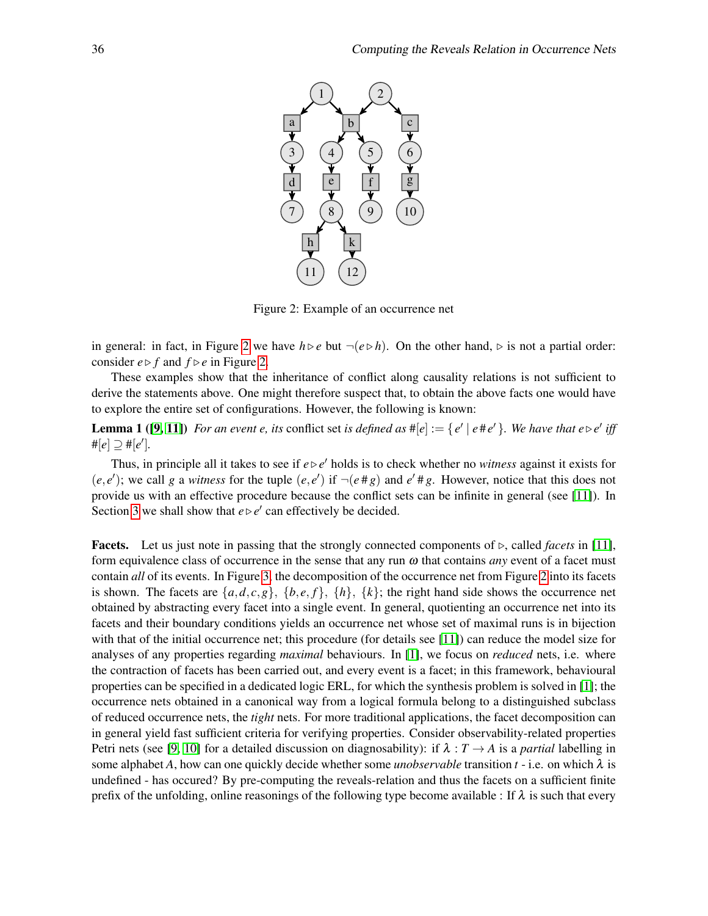Figure 2: Example of an occurrence net

in general: in fact, in Figure 2 we have $h \triangleright e$ but $\neg(e \triangleright h)$. On the other hand, $\triangleright$ is not a partial order: consider $e \triangleright f$ and $f \triangleright e$ in Figure 2.

These examples show that the inheritance of conflict along causality relations is not sufficient to derive the statements above. One might therefore suspect that, to obtain the above facts one would have to explore the entire set of configurations. However, the following is known:

**Lemma 1 ([9, 11])** *For an event e, its* conflict set *is defined as* $\#[e] := \{ e' \mid e \# e' \}$. *We have that* $e \triangleright e'$ *iff* $\#[e] \supseteq \#[e']$.

Thus, in principle all it takes to see if $e \triangleright e'$ holds is to check whether no *witness* against it exists for $(e, e')$; we call $g$ a *witness* for the tuple $(e, e')$ if $\neg(e \# g)$ and $e' \# g$. However, notice that this does not provide us with an effective procedure because the conflict sets can be infinite in general (see [11]). In Section 3 we shall show that $e \triangleright e'$ can effectively be decided.

**Facets.** Let us just note in passing that the strongly connected components of $\triangleright$, called *facets* in [11], form equivalence class of occurrence in the sense that any run $\omega$ that contains *any* event of a facet must contain *all* of its events. In Figure 3, the decomposition of the occurrence net from Figure 2 into its facets is shown. The facets are $\{a, d, c, g\}$, $\{b, e, f\}$, $\{h\}$, $\{k\}$; the right hand side shows the occurrence net obtained by abstracting every facet into a single event. In general, quotienting an occurrence net into its facets and their boundary conditions yields an occurrence net whose set of maximal runs is in bijection with that of the initial occurrence net; this procedure (for details see [11]) can reduce the model size for analyses of any properties regarding *maximal* behaviours. In [1], we focus on *reduced* nets, i.e. where the contraction of facets has been carried out, and every event is a facet; in this framework, behavioural properties can be specified in a dedicated logic ERL, for which the synthesis problem is solved in [1]; the occurrence nets obtained in a canonical way from a logical formula belong to a distinguished subclass of reduced occurrence nets, the *tight* nets. For more traditional applications, the facet decomposition can in general yield fast sufficient criteria for verifying properties. Consider observability-related properties Petri nets (see [9, 10] for a detailed discussion on diagnosability): if $\lambda : T \to A$ is a *partial* labelling in some alphabet $A$, how can one quickly decide whether some *unobservable* transition $t$ - i.e. on which $\lambda$ is undefined - has occured? By pre-computing the reveals-relation and thus the facets on a sufficient finite prefix of the unfolding, online reasonings of the following type become available : If $\lambda$ is such that every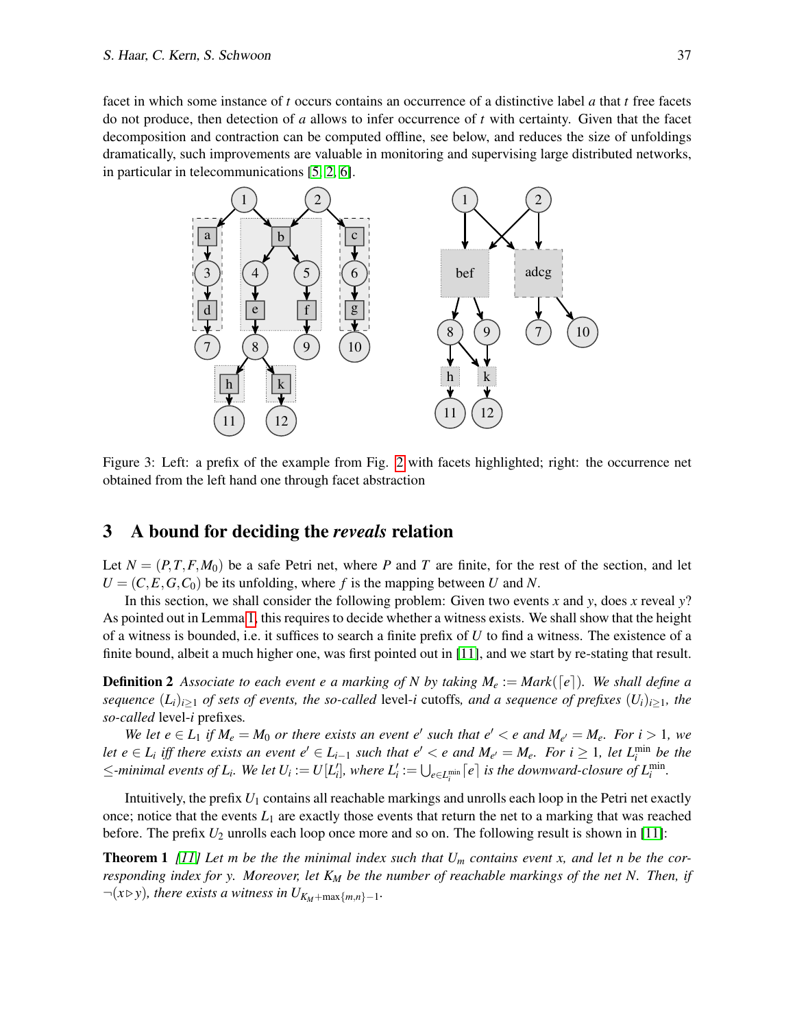facet in which some instance of $t$ occurs contains an occurrence of a distinctive label $a$ that $t$ free facets do not produce, then detection of $a$ allows to infer occurrence of $t$ with certainty. Given that the facet decomposition and contraction can be computed offline, see below, and reduces the size of unfoldings dramatically, such improvements are valuable in monitoring and supervising large distributed networks, in particular in telecommunications [5, 2, 6].

Figure 3: Left: a prefix of the example from Fig. 2 with facets highlighted; right: the occurrence net obtained from the left hand one through facet abstraction

## 3 A bound for deciding the *reveals* relation

Let $N = (P, T, F, M_0)$ be a safe Petri net, where $P$ and $T$ are finite, for the rest of the section, and let $U = (C, E, G, C_0)$ be its unfolding, where $f$ is the mapping between $U$ and $N$.

In this section, we shall consider the following problem: Given two events $x$ and $y$, does $x$ reveal $y$? As pointed out in Lemma 1, this requires to decide whether a witness exists. We shall show that the height of a witness is bounded, i.e. it suffices to search a finite prefix of $U$ to find a witness. The existence of a finite bound, albeit a much higher one, was first pointed out in [11], and we start by re-stating that result.

**Definition 2** *Associate to each event $e$ a marking of $N$ by taking $M_e := Mark(\lceil e \rceil)$. We shall define a sequence $(L_i)_{i \geq 1}$ of sets of events, the so-called* level-$i$ cutoffs*, and a sequence of prefixes $(U_i)_{i \geq 1}$, the so-called* level-$i$ prefixes*.*

*We let $e \in L_1$ if $M_e = M_0$ or there exists an event $e'$ such that $e' < e$ and $M_{e'} = M_e$. For $i > 1$, we let $e \in L_i$ iff there exists an event $e' \in L_{i-1}$ such that $e' < e$ and $M_{e'} = M_e$. For $i \geq 1$, let $L_i^{\min}$ be the $\leq$-minimal events of $L_i$. We let $U_i := U[L_i']$, where $L_i' := \bigcup_{e \in L_i^{\min}} \lceil e \rceil$ is the downward-closure of $L_i^{\min}$.*

Intuitively, the prefix $U_1$ contains all reachable markings and unrolls each loop in the Petri net exactly once; notice that the events $L_1$ are exactly those events that return the net to a marking that was reached before. The prefix $U_2$ unrolls each loop once more and so on. The following result is shown in [11]:

**Theorem 1** *[11] Let $m$ be the the minimal index such that $U_m$ contains event $x$, and let $n$ be the corresponding index for $y$. Moreover, let $K_M$ be the number of reachable markings of the net $N$. Then, if $\neg(x \triangleright y)$, there exists a witness in $U_{K_M + \max\{m,n\} - 1}$.*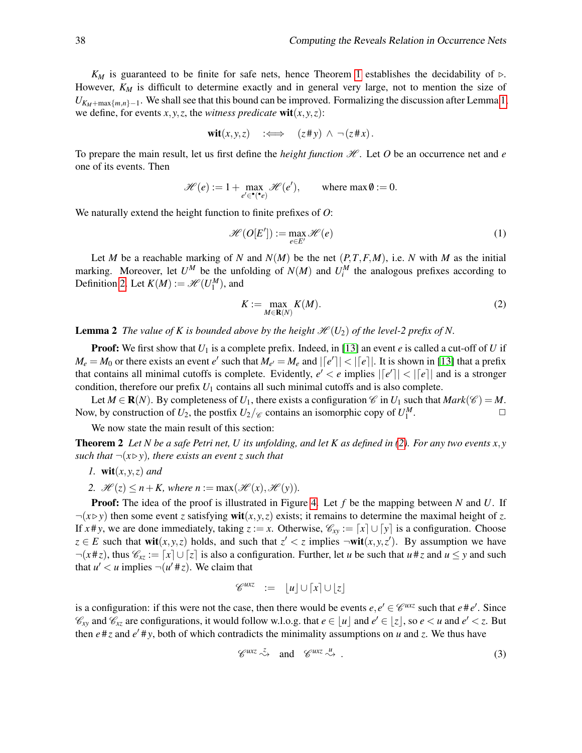$K_M$ is guaranteed to be finite for safe nets, hence Theorem 1 establishes the decidability of $\triangleright$. However, $K_M$ is difficult to determine exactly and in general very large, not to mention the size of $U_{K_M+\max\{m,n\}-1}$. We shall see that this bound can be improved. Formalizing the discussion after Lemma 1, we define, for events $x,y,z$, the *witness predicate* $\mathbf{wit}(x,y,z)$:

$$\mathbf{wit}(x,y,z) \quad :\Longleftrightarrow \quad (z\#y) \wedge \neg(z\#x).$$

To prepare the main result, let us first define the *height function* $\mathscr{H}$. Let $O$ be an occurrence net and $e$ one of its events. Then

$$\mathscr{H}(e) := 1 + \max_{e' \in {}^\bullet({}^\bullet e)} \mathscr{H}(e'), \qquad \text{where } \max\emptyset := 0.$$

We naturally extend the height function to finite prefixes of $O$:

$$\mathscr{H}(O[E']) := \max_{e\in E'} \mathscr{H}(e) \tag{1}$$

Let $M$ be a reachable marking of $N$ and $N(M)$ be the net $(P,T,F,M)$, i.e. $N$ with $M$ as the initial marking. Moreover, let $U^M$ be the unfolding of $N(M)$ and $U_i^M$ the analogous prefixes according to Definition 2. Let $K(M) := \mathscr{H}(U_1^M)$, and

$$K := \max_{M\in\mathbf{R}(N)} K(M). \tag{2}$$

**Lemma 2** *The value of $K$ is bounded above by the height $\mathscr{H}(U_2)$ of the level-2 prefix of $N$.*

**Proof:** We first show that $U_1$ is a complete prefix. Indeed, in [13] an event $e$ is called a cut-off of $U$ if $M_e = M_0$ or there exists an event $e'$ such that $M_{e'} = M_e$ and $|\lceil e'\rceil| < |\lceil e\rceil|$. It is shown in [13] that a prefix that contains all minimal cutoffs is complete. Evidently, $e' < e$ implies $|\lceil e'\rceil| < |\lceil e\rceil|$ and is a stronger condition, therefore our prefix $U_1$ contains all such minimal cutoffs and is also complete.

Let $M \in \mathbf{R}(N)$. By completeness of $U_1$, there exists a configuration $\mathscr{C}$ in $U_1$ such that $Mark(\mathscr{C}) = M$. Now, by construction of $U_2$, the postfix $U_2/_{\mathscr{C}}$ contains an isomorphic copy of $U_1^M$. $\square$

We now state the main result of this section:

**Theorem 2** *Let $N$ be a safe Petri net, $U$ its unfolding, and let $K$ as defined in (2). For any two events $x,y$ such that $\neg(x\triangleright y)$, there exists an event $z$ such that*

1. $\mathbf{wit}(x,y,z)$ *and*
2. $\mathscr{H}(z) \le n+K$, *where* $n := \max(\mathscr{H}(x),\mathscr{H}(y))$.

**Proof:** The idea of the proof is illustrated in Figure 4. Let $f$ be the mapping between $N$ and $U$. If $\neg(x\triangleright y)$ then some event $z$ satisfying $\mathbf{wit}(x,y,z)$ exists; it remains to determine the maximal height of $z$. If $x\#y$, we are done immediately, taking $z := x$. Otherwise, $\mathscr{C}_{xy} := \lceil x\rceil \cup \lceil y\rceil$ is a configuration. Choose $z \in E$ such that $\mathbf{wit}(x,y,z)$ holds, and such that $z' < z$ implies $\neg\mathbf{wit}(x,y,z')$. By assumption we have $\neg(x\#z)$, thus $\mathscr{C}_{xz} := \lceil x\rceil \cup \lceil z\rceil$ is also a configuration. Further, let $u$ be such that $u\#z$ and $u \le y$ and such that $u' < u$ implies $\neg(u'\#z)$. We claim that

$$\mathscr{C}^{uxz} \quad := \quad \lfloor u\rfloor \cup \lceil x\rceil \cup \lfloor z\rfloor$$

is a configuration: if this were not the case, then there would be events $e,e' \in \mathscr{C}^{uxz}$ such that $e\#e'$. Since $\mathscr{C}_{xy}$ and $\mathscr{C}_{xz}$ are configurations, it would follow w.l.o.g. that $e \in \lfloor u\rfloor$ and $e' \in \lfloor z\rfloor$, so $e < u$ and $e' < z$. But then $e\#z$ and $e'\#y$, both of which contradicts the minimality assumptions on $u$ and $z$. We thus have

$$\mathscr{C}^{uxz} \overset{z}{\rightsquigarrow} \quad \text{and} \quad \mathscr{C}^{uxz} \overset{u}{\rightsquigarrow}\ . \tag{3}$$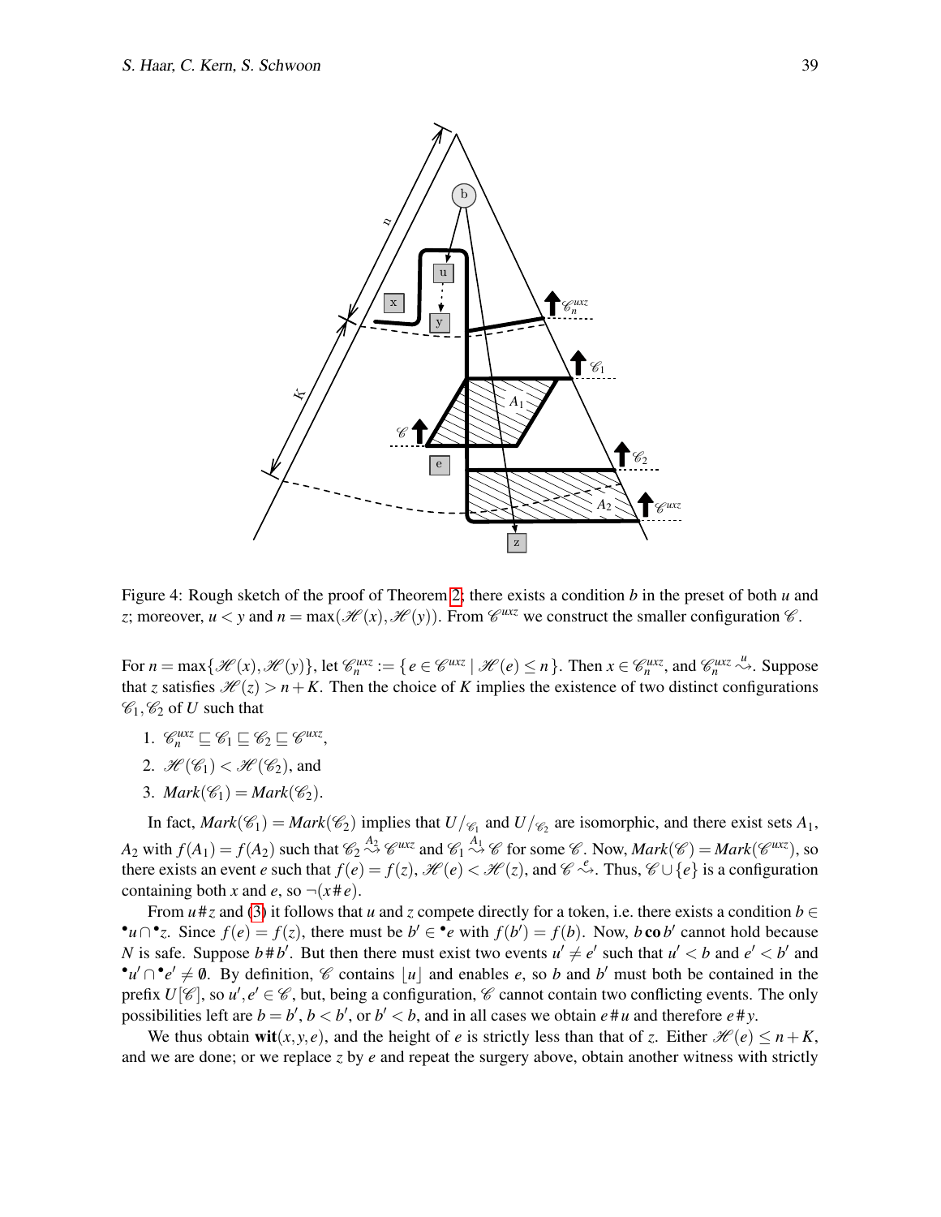Figure 4: Rough sketch of the proof of Theorem 2: there exists a condition $b$ in the preset of both $u$ and $z$; moreover, $u < y$ and $n = \max(\mathscr{H}(x), \mathscr{H}(y))$. From $\mathscr{C}^{uxz}$ we construct the smaller configuration $\mathscr{C}$.

For $n = \max\{\mathscr{H}(x), \mathscr{H}(y)\}$, let $\mathscr{C}^{uxz}_n := \{ e \in \mathscr{C}^{uxz} \mid \mathscr{H}(e) \leq n \}$. Then $x \in \mathscr{C}^{uxz}_n$, and $\mathscr{C}^{uxz}_n \overset{u}{\leadsto}$. Suppose that $z$ satisfies $\mathscr{H}(z) > n + K$. Then the choice of $K$ implies the existence of two distinct configurations $\mathscr{C}_1, \mathscr{C}_2$ of $U$ such that

1. $\mathscr{C}^{uxz}_n \sqsubseteq \mathscr{C}_1 \sqsubseteq \mathscr{C}_2 \sqsubseteq \mathscr{C}^{uxz}$,
2. $\mathscr{H}(\mathscr{C}_1) < \mathscr{H}(\mathscr{C}_2)$, and
3. $\mathit{Mark}(\mathscr{C}_1) = \mathit{Mark}(\mathscr{C}_2)$.

In fact, $\mathit{Mark}(\mathscr{C}_1) = \mathit{Mark}(\mathscr{C}_2)$ implies that $U/_{\mathscr{C}_1}$ and $U/_{\mathscr{C}_2}$ are isomorphic, and there exist sets $A_1$, $A_2$ with $f(A_1) = f(A_2)$ such that $\mathscr{C}_2 \overset{A_2}{\leadsto} \mathscr{C}^{uxz}$ and $\mathscr{C}_1 \overset{A_1}{\leadsto} \mathscr{C}$ for some $\mathscr{C}$. Now, $\mathit{Mark}(\mathscr{C}) = \mathit{Mark}(\mathscr{C}^{uxz})$, so there exists an event $e$ such that $f(e) = f(z)$, $\mathscr{H}(e) < \mathscr{H}(z)$, and $\mathscr{C} \overset{e}{\leadsto}$. Thus, $\mathscr{C} \cup \{e\}$ is a configuration containing both $x$ and $e$, so $\neg(x \# e)$.

From $u \# z$ and (3) it follows that $u$ and $z$ compete directly for a token, i.e. there exists a condition $b \in {}^\bullet u \cap {}^\bullet z$. Since $f(e) = f(z)$, there must be $b' \in {}^\bullet e$ with $f(b') = f(b)$. Now, $b \,\mathbf{co}\, b'$ cannot hold because $N$ is safe. Suppose $b \# b'$. But then there must exist two events $u' \neq e'$ such that $u' < b$ and $e' < b'$ and ${}^\bullet u' \cap {}^\bullet e' \neq \emptyset$. By definition, $\mathscr{C}$ contains $\lfloor u \rfloor$ and enables $e$, so $b$ and $b'$ must both be contained in the prefix $U[\mathscr{C}]$, so $u', e' \in \mathscr{C}$, but, being a configuration, $\mathscr{C}$ cannot contain two conflicting events. The only possibilities left are $b = b'$, $b < b'$, or $b' < b$, and in all cases we obtain $e \# u$ and therefore $e \# y$.

We thus obtain $\mathbf{wit}(x, y, e)$, and the height of $e$ is strictly less than that of $z$. Either $\mathscr{H}(e) \leq n + K$, and we are done; or we replace $z$ by $e$ and repeat the surgery above, obtain another witness with strictly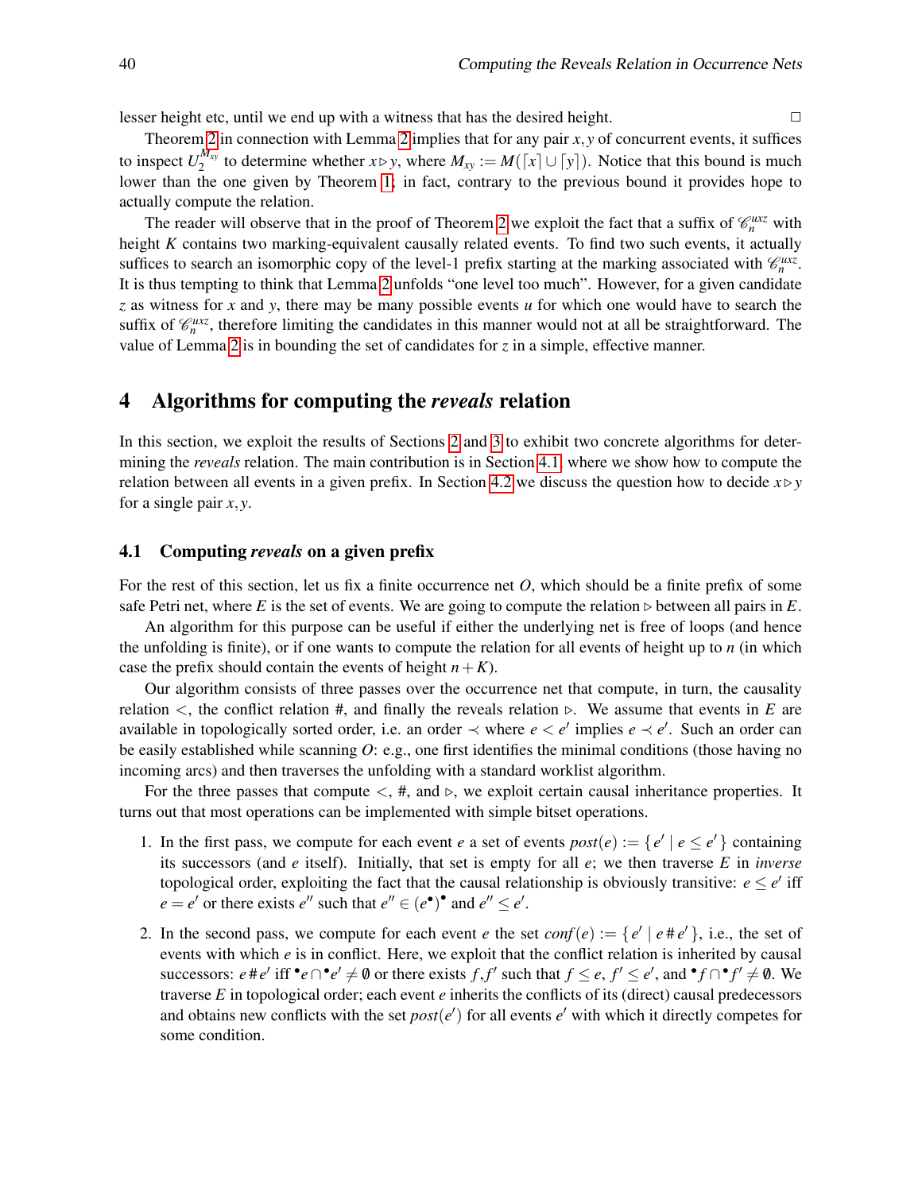lesser height etc, until we end up with a witness that has the desired height. □

Theorem 2 in connection with Lemma 2 implies that for any pair $x, y$ of concurrent events, it suffices to inspect $U_2^{M_{xy}}$ to determine whether $x \triangleright y$, where $M_{xy} := M(\lceil x \rceil \cup \lceil y \rceil)$. Notice that this bound is much lower than the one given by Theorem 1; in fact, contrary to the previous bound it provides hope to actually compute the relation.

The reader will observe that in the proof of Theorem 2 we exploit the fact that a suffix of $\mathscr{C}_n^{uxz}$ with height $K$ contains two marking-equivalent causally related events. To find two such events, it actually suffices to search an isomorphic copy of the level-1 prefix starting at the marking associated with $\mathscr{C}_n^{uxz}$. It is thus tempting to think that Lemma 2 unfolds "one level too much". However, for a given candidate $z$ as witness for $x$ and $y$, there may be many possible events $u$ for which one would have to search the suffix of $\mathscr{C}_n^{uxz}$, therefore limiting the candidates in this manner would not at all be straightforward. The value of Lemma 2 is in bounding the set of candidates for $z$ in a simple, effective manner.

## 4 Algorithms for computing the *reveals* relation

In this section, we exploit the results of Sections 2 and 3 to exhibit two concrete algorithms for determining the *reveals* relation. The main contribution is in Section 4.1, where we show how to compute the relation between all events in a given prefix. In Section 4.2 we discuss the question how to decide $x \triangleright y$ for a single pair $x, y$.

### 4.1 Computing *reveals* on a given prefix

For the rest of this section, let us fix a finite occurrence net $O$, which should be a finite prefix of some safe Petri net, where $E$ is the set of events. We are going to compute the relation $\triangleright$ between all pairs in $E$.

An algorithm for this purpose can be useful if either the underlying net is free of loops (and hence the unfolding is finite), or if one wants to compute the relation for all events of height up to $n$ (in which case the prefix should contain the events of height $n+K$).

Our algorithm consists of three passes over the occurrence net that compute, in turn, the causality relation $<$, the conflict relation $\#$, and finally the reveals relation $\triangleright$. We assume that events in $E$ are available in topologically sorted order, i.e. an order $\prec$ where $e < e'$ implies $e \prec e'$. Such an order can be easily established while scanning $O$: e.g., one first identifies the minimal conditions (those having no incoming arcs) and then traverses the unfolding with a standard worklist algorithm.

For the three passes that compute $<$, $\#$, and $\triangleright$, we exploit certain causal inheritance properties. It turns out that most operations can be implemented with simple bitset operations.

1. In the first pass, we compute for each event $e$ a set of events $post(e) := \{\, e' \mid e \leq e' \,\}$ containing its successors (and $e$ itself). Initially, that set is empty for all $e$; we then traverse $E$ in *inverse* topological order, exploiting the fact that the causal relationship is obviously transitive: $e \leq e'$ iff $e = e'$ or there exists $e''$ such that $e'' \in (e^\bullet)^\bullet$ and $e'' \leq e'$.

2. In the second pass, we compute for each event $e$ the set $conf(e) := \{\, e' \mid e \,\#\, e' \,\}$, i.e., the set of events with which $e$ is in conflict. Here, we exploit that the conflict relation is inherited by causal successors: $e \,\#\, e'$ iff ${}^\bullet e \cap {}^\bullet e' \neq \emptyset$ or there exists $f, f'$ such that $f \leq e$, $f' \leq e'$, and ${}^\bullet f \cap {}^\bullet f' \neq \emptyset$. We traverse $E$ in topological order; each event $e$ inherits the conflicts of its (direct) causal predecessors and obtains new conflicts with the set $post(e')$ for all events $e'$ with which it directly competes for some condition.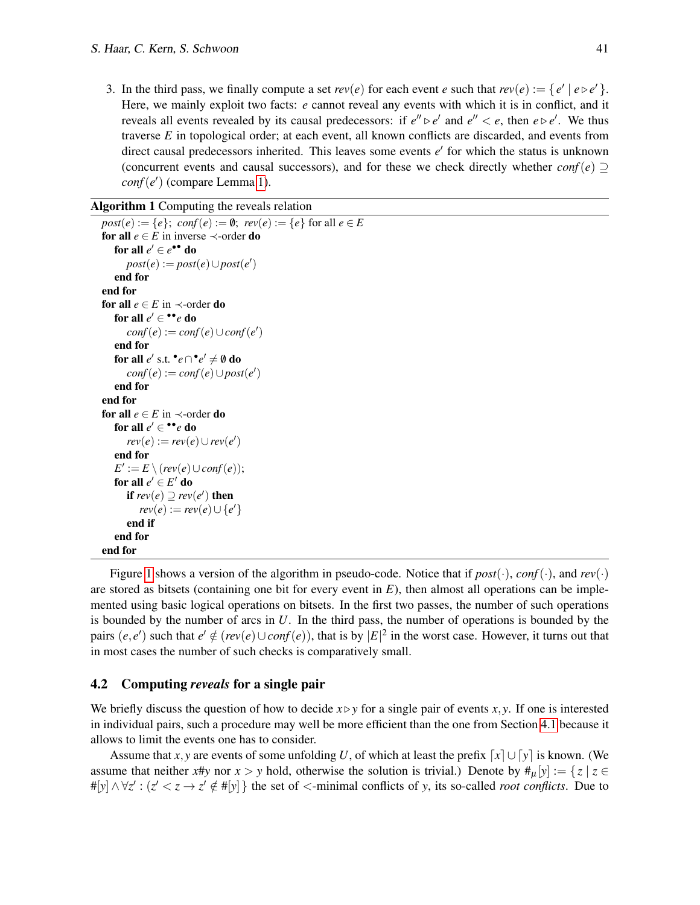3. In the third pass, we finally compute a set $rev(e)$ for each event $e$ such that $rev(e) := \{ e' \mid e \triangleright e' \}$. Here, we mainly exploit two facts: $e$ cannot reveal any events with which it is in conflict, and it reveals all events revealed by its causal predecessors: if $e'' \triangleright e'$ and $e'' < e$, then $e \triangleright e'$. We thus traverse $E$ in topological order; at each event, all known conflicts are discarded, and events from direct causal predecessors inherited. This leaves some events $e'$ for which the status is unknown (concurrent events and causal successors), and for these we check directly whether $conf(e) \supseteq conf(e')$ (compare Lemma 1).

**Algorithm 1** Computing the reveals relation

```
post(e) := {e};  conf(e) := ∅;  rev(e) := {e} for all e ∈ E
for all e ∈ E in inverse ≺-order do
    for all e' ∈ e•• do
        post(e) := post(e) ∪ post(e')
    end for
end for
for all e ∈ E in ≺-order do
    for all e' ∈ ••e do
        conf(e) := conf(e) ∪ conf(e')
    end for
    for all e' s.t. •e ∩ •e' ≠ ∅ do
        conf(e) := conf(e) ∪ post(e')
    end for
end for
for all e ∈ E in ≺-order do
    for all e' ∈ ••e do
        rev(e) := rev(e) ∪ rev(e')
    end for
    E' := E \ (rev(e) ∪ conf(e));
    for all e' ∈ E' do
        if rev(e) ⊇ rev(e') then
            rev(e) := rev(e) ∪ {e'}
        end if
    end for
end for
```

Figure 1 shows a version of the algorithm in pseudo-code. Notice that if $post(\cdot)$, $conf(\cdot)$, and $rev(\cdot)$ are stored as bitsets (containing one bit for every event in $E$), then almost all operations can be implemented using basic logical operations on bitsets. In the first two passes, the number of such operations is bounded by the number of arcs in $U$. In the third pass, the number of operations is bounded by the pairs $(e,e')$ such that $e' \notin (rev(e) \cup conf(e))$, that is by $|E|^2$ in the worst case. However, it turns out that in most cases the number of such checks is comparatively small.

### 4.2 Computing *reveals* for a single pair

We briefly discuss the question of how to decide $x \triangleright y$ for a single pair of events $x, y$. If one is interested in individual pairs, such a procedure may well be more efficient than the one from Section 4.1 because it allows to limit the events one has to consider.

Assume that $x, y$ are events of some unfolding $U$, of which at least the prefix $\lceil x \rceil \cup \lceil y \rceil$ is known. (We assume that neither $x \# y$ nor $x > y$ hold, otherwise the solution is trivial.) Denote by $\#_\mu[y] := \{ z \mid z \in \#[y] \wedge \forall z' : (z' < z \rightarrow z' \notin \#[y] \}$ the set of $<$-minimal conflicts of $y$, its so-called *root conflicts*. Due to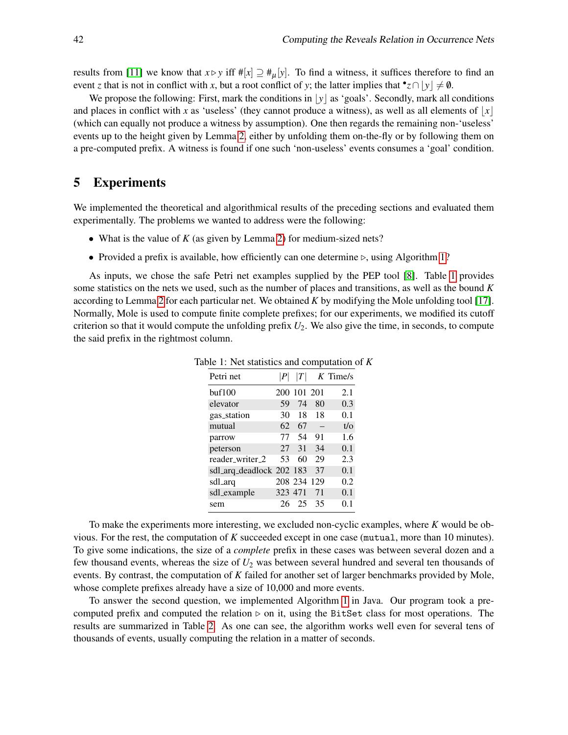results from [11] we know that $x \triangleright y$ iff $\#[x] \supseteq \#_\mu[y]$. To find a witness, it suffices therefore to find an event $z$ that is not in conflict with $x$, but a root conflict of $y$; the latter implies that $^\bullet z \cap \lfloor y \rfloor \neq \emptyset$.

We propose the following: First, mark the conditions in $\lfloor y \rfloor$ as 'goals'. Secondly, mark all conditions and places in conflict with $x$ as 'useless' (they cannot produce a witness), as well as all elements of $\lfloor x \rfloor$ (which can equally not produce a witness by assumption). One then regards the remaining non-'useless' events up to the height given by Lemma 2, either by unfolding them on-the-fly or by following them on a pre-computed prefix. A witness is found if one such 'non-useless' events consumes a 'goal' condition.

## 5 Experiments

We implemented the theoretical and algorithmical results of the preceding sections and evaluated them experimentally. The problems we wanted to address were the following:

- What is the value of $K$ (as given by Lemma 2) for medium-sized nets?
- Provided a prefix is available, how efficiently can one determine $\triangleright$, using Algorithm 1?

As inputs, we chose the safe Petri net examples supplied by the PEP tool [8]. Table 1 provides some statistics on the nets we used, such as the number of places and transitions, as well as the bound $K$ according to Lemma 2 for each particular net. We obtained $K$ by modifying the Mole unfolding tool [17]. Normally, Mole is used to compute finite complete prefixes; for our experiments, we modified its cutoff criterion so that it would compute the unfolding prefix $U_2$. We also give the time, in seconds, to compute the said prefix in the rightmost column.

Table 1: Net statistics and computation of $K$

| Petri net | $\lvert P \rvert$ | $\lvert T \rvert$ | $K$ | Time/s |
|---|---|---|---|---|
| buf100 | 200 | 101 | 201 | 2.1 |
| elevator | 59 | 74 | 80 | 0.3 |
| gas_station | 30 | 18 | 18 | 0.1 |
| mutual | 62 | 67 | – | t/o |
| parrow | 77 | 54 | 91 | 1.6 |
| peterson | 27 | 31 | 34 | 0.1 |
| reader_writer_2 | 53 | 60 | 29 | 2.3 |
| sdl_arq_deadlock | 202 | 183 | 37 | 0.1 |
| sdl_arq | 208 | 234 | 129 | 0.2 |
| sdl_example | 323 | 471 | 71 | 0.1 |
| sem | 26 | 25 | 35 | 0.1 |

To make the experiments more interesting, we excluded non-cyclic examples, where $K$ would be obvious. For the rest, the computation of $K$ succeeded except in one case (`mutual`, more than 10 minutes). To give some indications, the size of a *complete* prefix in these cases was between several dozen and a few thousand events, whereas the size of $U_2$ was between several hundred and several ten thousands of events. By contrast, the computation of $K$ failed for another set of larger benchmarks provided by Mole, whose complete prefixes already have a size of 10,000 and more events.

To answer the second question, we implemented Algorithm 1 in Java. Our program took a pre-computed prefix and computed the relation $\triangleright$ on it, using the `BitSet` class for most operations. The results are summarized in Table 2. As one can see, the algorithm works well even for several tens of thousands of events, usually computing the relation in a matter of seconds.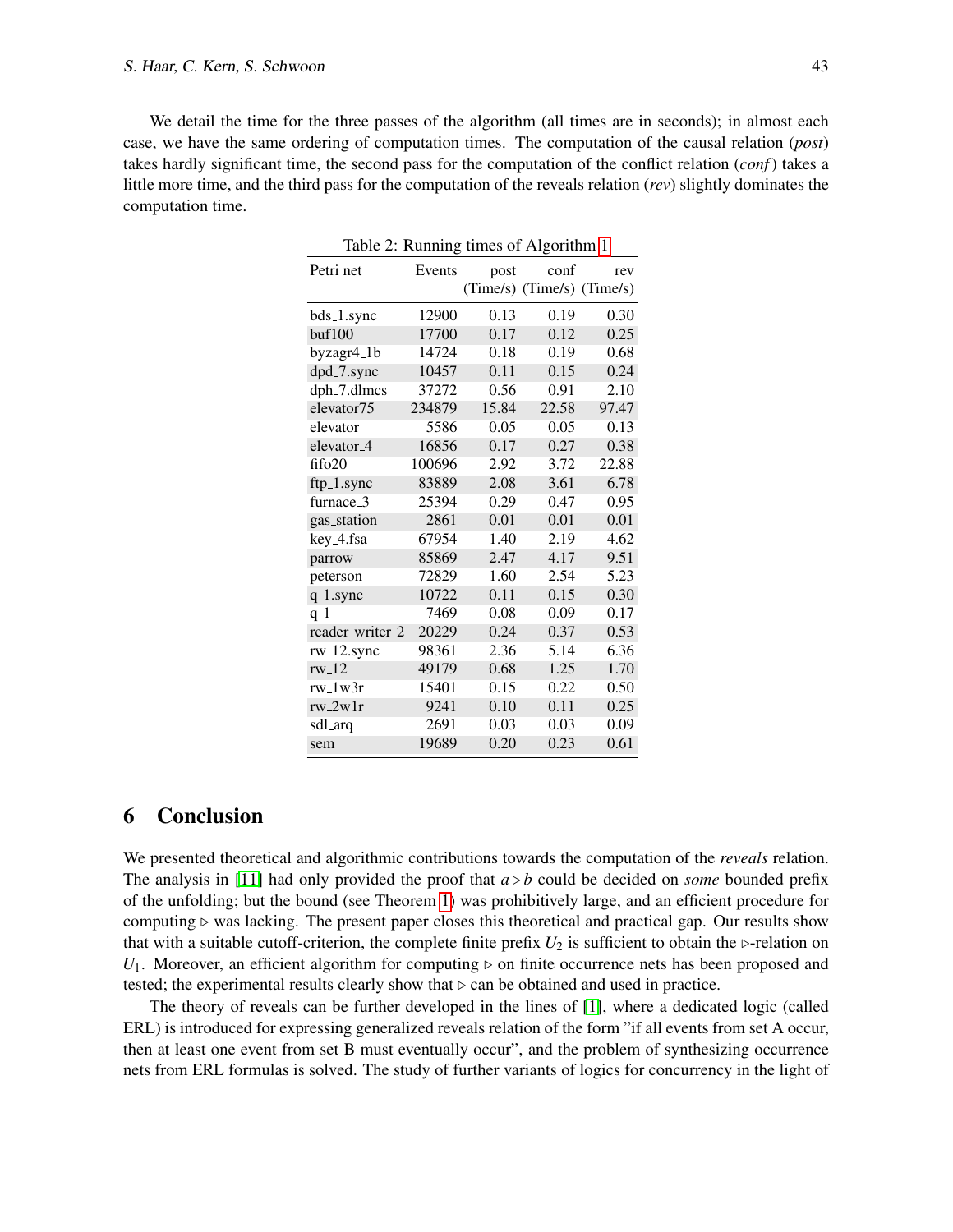We detail the time for the three passes of the algorithm (all times are in seconds); in almost each case, we have the same ordering of computation times. The computation of the causal relation (*post*) takes hardly significant time, the second pass for the computation of the conflict relation (*conf*) takes a little more time, and the third pass for the computation of the reveals relation (*rev*) slightly dominates the computation time.

Table 2: Running times of Algorithm 1

| Petri net | Events | post (Time/s) | conf (Time/s) | rev (Time/s) |
|---|---|---|---|---|
| bds_1.sync | 12900 | 0.13 | 0.19 | 0.30 |
| buf100 | 17700 | 0.17 | 0.12 | 0.25 |
| byzagr4_1b | 14724 | 0.18 | 0.19 | 0.68 |
| dpd_7.sync | 10457 | 0.11 | 0.15 | 0.24 |
| dph_7.dlmcs | 37272 | 0.56 | 0.91 | 2.10 |
| elevator75 | 234879 | 15.84 | 22.58 | 97.47 |
| elevator | 5586 | 0.05 | 0.05 | 0.13 |
| elevator_4 | 16856 | 0.17 | 0.27 | 0.38 |
| fifo20 | 100696 | 2.92 | 3.72 | 22.88 |
| ftp_1.sync | 83889 | 2.08 | 3.61 | 6.78 |
| furnace_3 | 25394 | 0.29 | 0.47 | 0.95 |
| gas_station | 2861 | 0.01 | 0.01 | 0.01 |
| key_4.fsa | 67954 | 1.40 | 2.19 | 4.62 |
| parrow | 85869 | 2.47 | 4.17 | 9.51 |
| peterson | 72829 | 1.60 | 2.54 | 5.23 |
| q_1.sync | 10722 | 0.11 | 0.15 | 0.30 |
| q_1 | 7469 | 0.08 | 0.09 | 0.17 |
| reader_writer_2 | 20229 | 0.24 | 0.37 | 0.53 |
| rw_12.sync | 98361 | 2.36 | 5.14 | 6.36 |
| rw_12 | 49179 | 0.68 | 1.25 | 1.70 |
| rw_1w3r | 15401 | 0.15 | 0.22 | 0.50 |
| rw_2w1r | 9241 | 0.10 | 0.11 | 0.25 |
| sdl_arq | 2691 | 0.03 | 0.03 | 0.09 |
| sem | 19689 | 0.20 | 0.23 | 0.61 |

## 6 Conclusion

We presented theoretical and algorithmic contributions towards the computation of the *reveals* relation. The analysis in [11] had only provided the proof that $a \triangleright b$ could be decided on *some* bounded prefix of the unfolding; but the bound (see Theorem 1) was prohibitively large, and an efficient procedure for computing $\triangleright$ was lacking. The present paper closes this theoretical and practical gap. Our results show that with a suitable cutoff-criterion, the complete finite prefix $U_2$ is sufficient to obtain the $\triangleright$-relation on $U_1$. Moreover, an efficient algorithm for computing $\triangleright$ on finite occurrence nets has been proposed and tested; the experimental results clearly show that $\triangleright$ can be obtained and used in practice.

The theory of reveals can be further developed in the lines of [1], where a dedicated logic (called ERL) is introduced for expressing generalized reveals relation of the form "if all events from set A occur, then at least one event from set B must eventually occur", and the problem of synthesizing occurrence nets from ERL formulas is solved. The study of further variants of logics for concurrency in the light of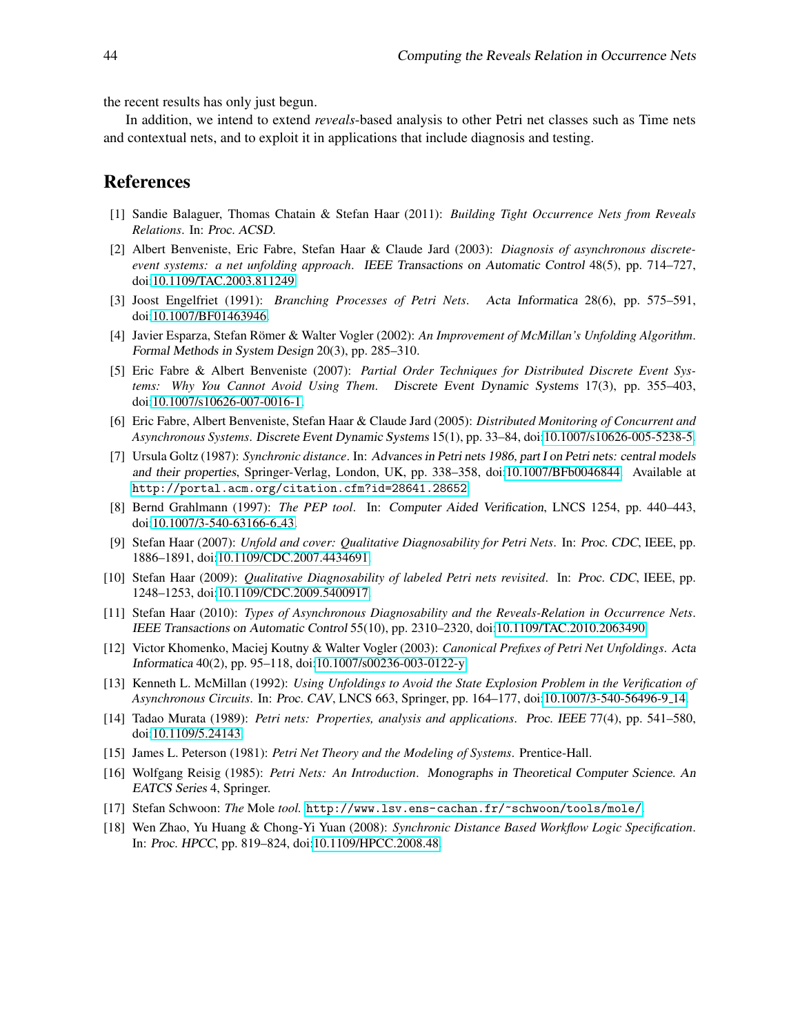the recent results has only just begun.

In addition, we intend to extend *reveals*-based analysis to other Petri net classes such as Time nets and contextual nets, and to exploit it in applications that include diagnosis and testing.

## References

[1] Sandie Balaguer, Thomas Chatain & Stefan Haar (2011): *Building Tight Occurrence Nets from Reveals Relations*. In: Proc. ACSD.

[2] Albert Benveniste, Eric Fabre, Stefan Haar & Claude Jard (2003): *Diagnosis of asynchronous discrete-event systems: a net unfolding approach*. IEEE Transactions on Automatic Control 48(5), pp. 714–727, doi:10.1109/TAC.2003.811249.

[3] Joost Engelfriet (1991): *Branching Processes of Petri Nets*. Acta Informatica 28(6), pp. 575–591, doi:10.1007/BF01463946.

[4] Javier Esparza, Stefan Römer & Walter Vogler (2002): *An Improvement of McMillan's Unfolding Algorithm*. Formal Methods in System Design 20(3), pp. 285–310.

[5] Eric Fabre & Albert Benveniste (2007): *Partial Order Techniques for Distributed Discrete Event Systems: Why You Cannot Avoid Using Them*. Discrete Event Dynamic Systems 17(3), pp. 355–403, doi:10.1007/s10626-007-0016-1.

[6] Eric Fabre, Albert Benveniste, Stefan Haar & Claude Jard (2005): *Distributed Monitoring of Concurrent and Asynchronous Systems*. Discrete Event Dynamic Systems 15(1), pp. 33–84, doi:10.1007/s10626-005-5238-5.

[7] Ursula Goltz (1987): *Synchronic distance*. In: Advances in Petri nets 1986, part I on Petri nets: central models and their properties, Springer-Verlag, London, UK, pp. 338–358, doi:10.1007/BFb0046844. Available at `http://portal.acm.org/citation.cfm?id=28641.28652`.

[8] Bernd Grahlmann (1997): *The PEP tool*. In: Computer Aided Verification, LNCS 1254, pp. 440–443, doi:10.1007/3-540-63166-6_43.

[9] Stefan Haar (2007): *Unfold and cover: Qualitative Diagnosability for Petri Nets*. In: Proc. CDC, IEEE, pp. 1886–1891, doi:10.1109/CDC.2007.4434691.

[10] Stefan Haar (2009): *Qualitative Diagnosability of labeled Petri nets revisited*. In: Proc. CDC, IEEE, pp. 1248–1253, doi:10.1109/CDC.2009.5400917.

[11] Stefan Haar (2010): *Types of Asynchronous Diagnosability and the Reveals-Relation in Occurrence Nets*. IEEE Transactions on Automatic Control 55(10), pp. 2310–2320, doi:10.1109/TAC.2010.2063490.

[12] Victor Khomenko, Maciej Koutny & Walter Vogler (2003): *Canonical Prefixes of Petri Net Unfoldings*. Acta Informatica 40(2), pp. 95–118, doi:10.1007/s00236-003-0122-y.

[13] Kenneth L. McMillan (1992): *Using Unfoldings to Avoid the State Explosion Problem in the Verification of Asynchronous Circuits*. In: Proc. CAV, LNCS 663, Springer, pp. 164–177, doi:10.1007/3-540-56496-9_14.

[14] Tadao Murata (1989): *Petri nets: Properties, analysis and applications*. Proc. IEEE 77(4), pp. 541–580, doi:10.1109/5.24143.

[15] James L. Peterson (1981): *Petri Net Theory and the Modeling of Systems*. Prentice-Hall.

[16] Wolfgang Reisig (1985): *Petri Nets: An Introduction*. Monographs in Theoretical Computer Science. An EATCS Series 4, Springer.

[17] Stefan Schwoon: *The* Mole *tool*. `http://www.lsv.ens-cachan.fr/~schwoon/tools/mole/`.

[18] Wen Zhao, Yu Huang & Chong-Yi Yuan (2008): *Synchronic Distance Based Workflow Logic Specification*. In: Proc. HPCC, pp. 819–824, doi:10.1109/HPCC.2008.48.